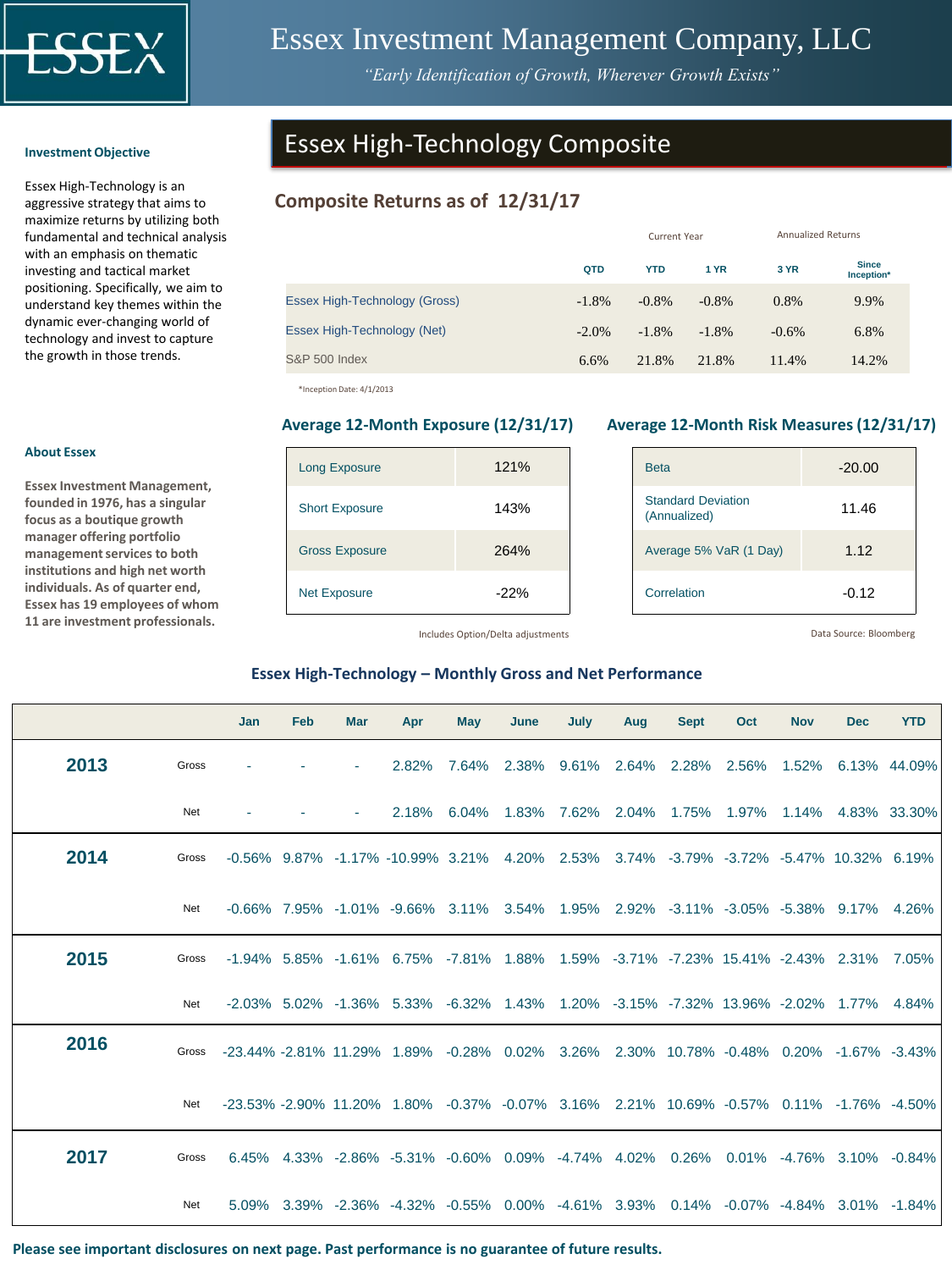# Essex Investment Management Company, LLC

*"Early Identification of Growth, Wherever Growth Exists"*

## Investment Objective

Essex High-Technology is an aggressive strategy that aims to maximize returns by utilizing both fundamental and technical analysis with an emphasis on thematic investing and tactical market positioning. Specifically, we aim to understand key themes within the dynamic ever-changing world of technology and invest to capture the growth in those trends.

## About Essex

**Essex Investment Management, founded in 1976, has a singular focus as a boutique growth manager offering portfolio management services to both institutions and high net worth individuals. As of quarter end, Essex has 19 employees of whom 11 are investment professionals.**

# Essex High-Technology Composite

## Composite Returns as of 12/31/17

| | Current Year | | | Annualized Returns | |
|---|---|---|---|---|---|
| | QTD | YTD | 1 YR | 3 YR | Since Inception* |
| Essex High-Technology (Gross) | -1.8% | -0.8% | -0.8% | 0.8% | 9.9% |
| Essex High-Technology (Net) | -2.0% | -1.8% | -1.8% | -0.6% | 6.8% |
| S&P 500 Index | 6.6% | 21.8% | 21.8% | 11.4% | 14.2% |

*Inception Date: 4/1/2013

### Average 12-Month Exposure (12/31/17)

| | |
|---|---|
| Long Exposure | 121% |
| Short Exposure | 143% |
| Gross Exposure | 264% |
| Net Exposure | -22% |

Includes Option/Delta adjustments

### Average 12-Month Risk Measures (12/31/17)

| | |
|---|---|
| Beta | -20.00 |
| Standard Deviation (Annualized) | 11.46 |
| Average 5% VaR (1 Day) | 1.12 |
| Correlation | -0.12 |

Data Source: Bloomberg

### Essex High-Technology – Monthly Gross and Net Performance

| | | Jan | Feb | Mar | Apr | May | June | July | Aug | Sept | Oct | Nov | Dec | YTD |
|---|---|---|---|---|---|---|---|---|---|---|---|---|---|---|
| **2013** | Gross | - | - | - | 2.82% | 7.64% | 2.38% | 9.61% | 2.64% | 2.28% | 2.56% | 1.52% | 6.13% | 44.09% |
| | Net | - | - | - | 2.18% | 6.04% | 1.83% | 7.62% | 2.04% | 1.75% | 1.97% | 1.14% | 4.83% | 33.30% |
| **2014** | Gross | -0.56% | 9.87% | -1.17% | -10.99% | 3.21% | 4.20% | 2.53% | 3.74% | -3.79% | -3.72% | -5.47% | 10.32% | 6.19% |
| | Net | -0.66% | 7.95% | -1.01% | -9.66% | 3.11% | 3.54% | 1.95% | 2.92% | -3.11% | -3.05% | -5.38% | 9.17% | 4.26% |
| **2015** | Gross | -1.94% | 5.85% | -1.61% | 6.75% | -7.81% | 1.88% | 1.59% | -3.71% | -7.23% | 15.41% | -2.43% | 2.31% | 7.05% |
| | Net | -2.03% | 5.02% | -1.36% | 5.33% | -6.32% | 1.43% | 1.20% | -3.15% | -7.32% | 13.96% | -2.02% | 1.77% | 4.84% |
| **2016** | Gross | -23.44% | -2.81% | 11.29% | 1.89% | -0.28% | 0.02% | 3.26% | 2.30% | 10.78% | -0.48% | 0.20% | -1.67% | -3.43% |
| | Net | -23.53% | -2.90% | 11.20% | 1.80% | -0.37% | -0.07% | 3.16% | 2.21% | 10.69% | -0.57% | 0.11% | -1.76% | -4.50% |
| **2017** | Gross | 6.45% | 4.33% | -2.86% | -5.31% | -0.60% | 0.09% | -4.74% | 4.02% | 0.26% | 0.01% | -4.76% | 3.10% | -0.84% |
| | Net | 5.09% | 3.39% | -2.36% | -4.32% | -0.55% | 0.00% | -4.61% | 3.93% | 0.14% | -0.07% | -4.84% | 3.01% | -1.84% |

**Please see important disclosures on next page. Past performance is no guarantee of future results.**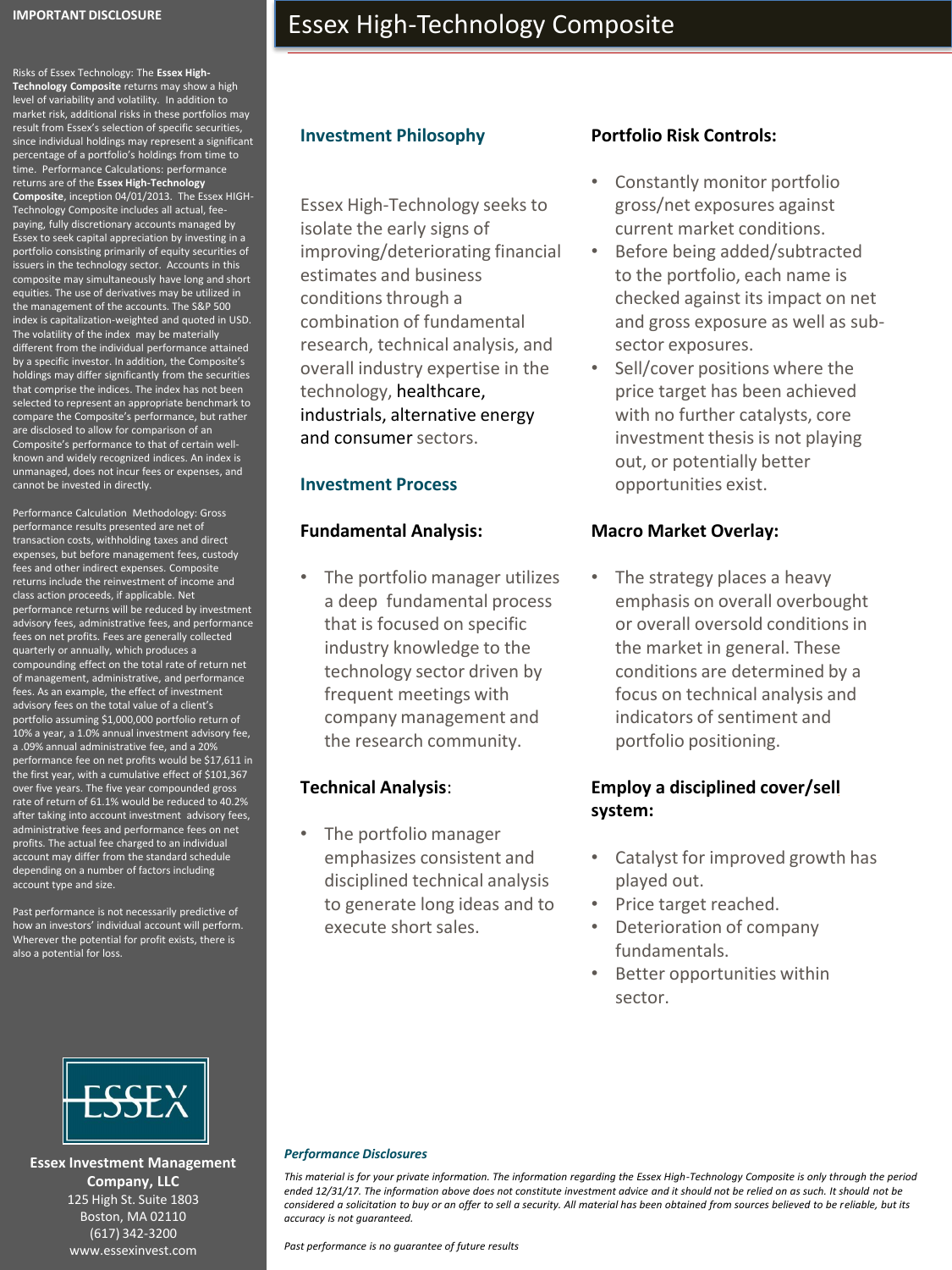# Essex High-Technology Composite

**IMPORTANT DISCLOSURE**

Risks of Essex Technology: The **Essex High-Technology Composite** returns may show a high level of variability and volatility. In addition to market risk, additional risks in these portfolios may result from Essex's selection of specific securities, since individual holdings may represent a significant percentage of a portfolio's holdings from time to time. Performance Calculations: performance returns are of the **Essex High-Technology Composite**, inception 04/01/2013. The Essex HIGH-Technology Composite includes all actual, fee-paying, fully discretionary accounts managed by Essex to seek capital appreciation by investing in a portfolio consisting primarily of equity securities of issuers in the technology sector. Accounts in this composite may simultaneously have long and short equities. The use of derivatives may be utilized in the management of the accounts. The S&P 500 index is capitalization-weighted and quoted in USD. The volatility of the index may be materially different from the individual performance attained by a specific investor. In addition, the Composite's holdings may differ significantly from the securities that comprise the indices. The index has not been selected to represent an appropriate benchmark to compare the Composite's performance, but rather are disclosed to allow for comparison of an Composite's performance to that of certain well-known and widely recognized indices. An index is unmanaged, does not incur fees or expenses, and cannot be invested in directly.

Performance Calculation Methodology: Gross performance results presented are net of transaction costs, withholding taxes and direct expenses, but before management fees, custody fees and other indirect expenses. Composite returns include the reinvestment of income and class action proceeds, if applicable. Net performance returns will be reduced by investment advisory fees, administrative fees, and performance fees on net profits. Fees are generally collected quarterly or annually, which produces a compounding effect on the total rate of return net of management, administrative, and performance fees. As an example, the effect of investment advisory fees on the total value of a client's portfolio assuming $1,000,000 portfolio return of 10% a year, a 1.0% annual investment advisory fee, a .09% annual administrative fee, and a 20% performance fee on net profits would be $17,611 in the first year, with a cumulative effect of $101,367 over five years. The five year compounded gross rate of return of 61.1% would be reduced to 40.2% after taking into account investment advisory fees, administrative fees and performance fees on net profits. The actual fee charged to an individual account may differ from the standard schedule depending on a number of factors including account type and size.

Past performance is not necessarily predictive of how an investors' individual account will perform. Wherever the potential for profit exists, there is also a potential for loss.

**Essex Investment Management Company, LLC**
125 High St. Suite 1803
Boston, MA 02110
(617) 342-3200
www.essexinvest.com

## Investment Philosophy

Essex High-Technology seeks to isolate the early signs of improving/deteriorating financial estimates and business conditions through a combination of fundamental research, technical analysis, and overall industry expertise in the technology, healthcare, industrials, alternative energy and consumer sectors.

## Investment Process

### Fundamental Analysis:

- The portfolio manager utilizes a deep fundamental process that is focused on specific industry knowledge to the technology sector driven by frequent meetings with company management and the research community.

### Technical Analysis:

- The portfolio manager emphasizes consistent and disciplined technical analysis to generate long ideas and to execute short sales.

### Portfolio Risk Controls:

- Constantly monitor portfolio gross/net exposures against current market conditions.
- Before being added/subtracted to the portfolio, each name is checked against its impact on net and gross exposure as well as sub-sector exposures.
- Sell/cover positions where the price target has been achieved with no further catalysts, core investment thesis is not playing out, or potentially better opportunities exist.

### Macro Market Overlay:

- The strategy places a heavy emphasis on overall overbought or overall oversold conditions in the market in general. These conditions are determined by a focus on technical analysis and indicators of sentiment and portfolio positioning.

### Employ a disciplined cover/sell system:

- Catalyst for improved growth has played out.
- Price target reached.
- Deterioration of company fundamentals.
- Better opportunities within sector.

***Performance Disclosures***

*This material is for your private information. The information regarding the Essex High-Technology Composite is only through the period ended 12/31/17. The information above does not constitute investment advice and it should not be relied on as such. It should not be considered a solicitation to buy or an offer to sell a security. All material has been obtained from sources believed to be reliable, but its accuracy is not guaranteed.*

*Past performance is no guarantee of future results*